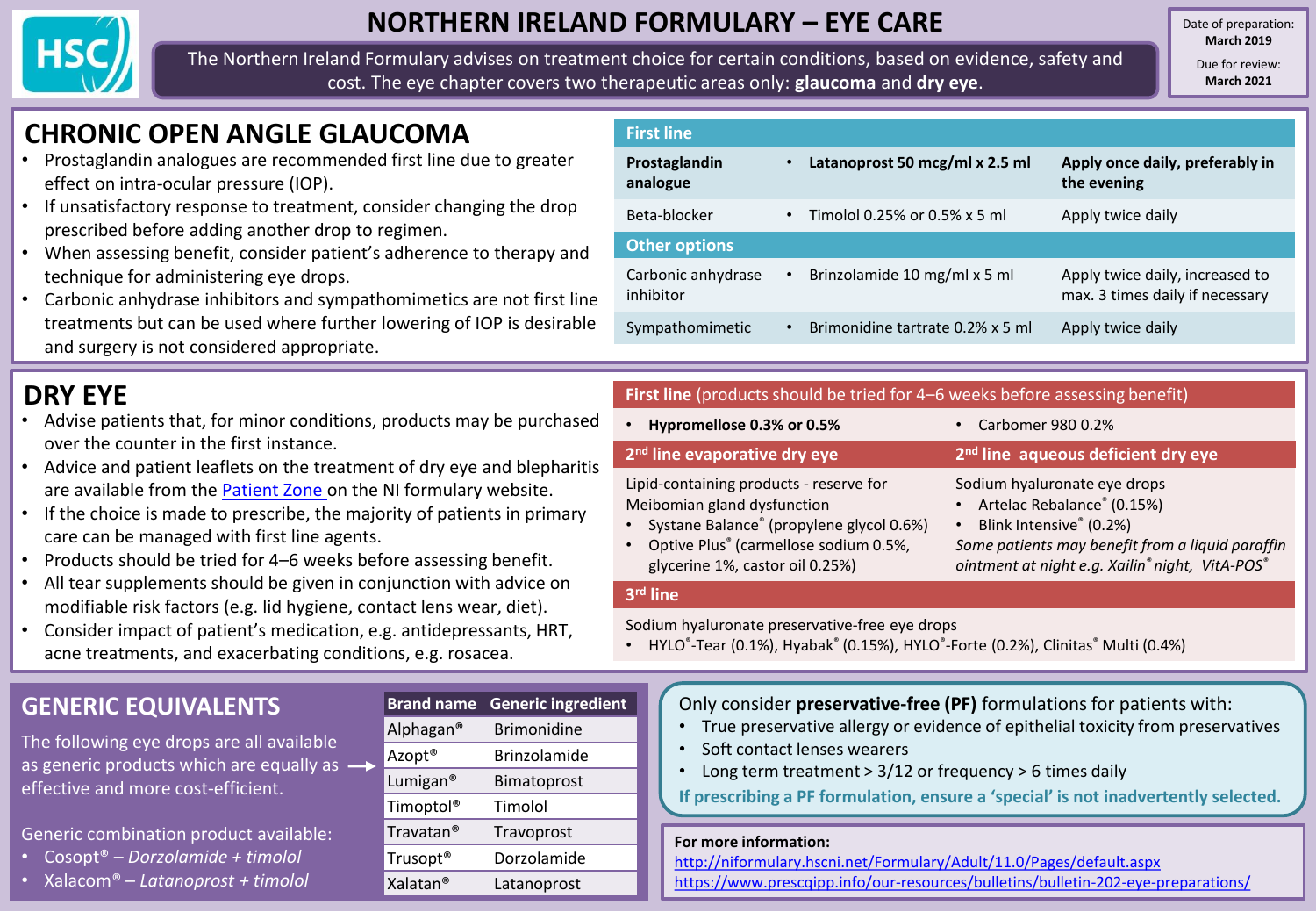# NORTHERN IRELAND FORMULARY – EYE CARE

HSC

The Northern Ireland Formulary advises on treatment choice for certain conditions, based on evidence, safety and cost. The eye chapter covers two therapeutic areas only: **glaucoma** and **dry eye**.

Date of preparation: **March 2019**

Due for review: **March 2021**

## CHRONIC OPEN ANGLE GLAUCOMA

- Prostaglandin analogues are recommended first line due to greater effect on intra-ocular pressure (IOP).
- If unsatisfactory response to treatment, consider changing the drop prescribed before adding another drop to regimen.
- When assessing benefit, consider patient's adherence to therapy and technique for administering eye drops.
- Carbonic anhydrase inhibitors and sympathomimetics are not first line treatments but can be used where further lowering of IOP is desirable and surgery is not considered appropriate.

| **First line** | | |
|---|---|---|
| **Prostaglandin analogue** | • **Latanoprost 50 mcg/ml x 2.5 ml** | **Apply once daily, preferably in the evening** |
| Beta-blocker | • Timolol 0.25% or 0.5% x 5 ml | Apply twice daily |
| **Other options** | | |
| Carbonic anhydrase inhibitor | • Brinzolamide 10 mg/ml x 5 ml | Apply twice daily, increased to max. 3 times daily if necessary |
| Sympathomimetic | • Brimonidine tartrate 0.2% x 5 ml | Apply twice daily |

## DRY EYE

- Advise patients that, for minor conditions, products may be purchased over the counter in the first instance.
- Advice and patient leaflets on the treatment of dry eye and blepharitis are available from the Patient Zone on the NI formulary website.
- If the choice is made to prescribe, the majority of patients in primary care can be managed with first line agents.
- Products should be tried for 4–6 weeks before assessing benefit.
- All tear supplements should be given in conjunction with advice on modifiable risk factors (e.g. lid hygiene, contact lens wear, diet).
- Consider impact of patient's medication, e.g. antidepressants, HRT, acne treatments, and exacerbating conditions, e.g. rosacea.

**First line** (products should be tried for 4–6 weeks before assessing benefit)

- **Hypromellose 0.3% or 0.5%**
- Carbomer 980 0.2%

**2nd line evaporative dry eye**

Lipid-containing products - reserve for Meibomian gland dysfunction

- Systane Balance® (propylene glycol 0.6%)
- Optive Plus® (carmellose sodium 0.5%, glycerine 1%, castor oil 0.25%)

**2nd line aqueous deficient dry eye**

Sodium hyaluronate eye drops

- Artelac Rebalance® (0.15%)
- Blink Intensive® (0.2%)

*Some patients may benefit from a liquid paraffin ointment at night e.g. Xailin® night, VitA-POS®*

**3rd line**

Sodium hyaluronate preservative-free eye drops

- HYLO®-Tear (0.1%), Hyabak® (0.15%), HYLO®-Forte (0.2%), Clinitas® Multi (0.4%)

## GENERIC EQUIVALENTS

The following eye drops are all available as generic products which are equally as effective and more cost-efficient.

| Brand name | Generic ingredient |
|---|---|
| Alphagan® | Brimonidine |
| Azopt® | Brinzolamide |
| Lumigan® | Bimatoprost |
| Timoptol® | Timolol |
| Travatan® | Travoprost |
| Trusopt® | Dorzolamide |
| Xalatan® | Latanoprost |

Generic combination product available:

- Cosopt® – *Dorzolamide + timolol*
- Xalacom® – *Latanoprost + timolol*

Only consider **preservative-free (PF)** formulations for patients with:

- True preservative allergy or evidence of epithelial toxicity from preservatives
- Soft contact lenses wearers
- Long term treatment > 3/12 or frequency > 6 times daily

**If prescribing a PF formulation, ensure a 'special' is not inadvertently selected.**

**For more information:**

http://niformulary.hscni.net/Formulary/Adult/11.0/Pages/default.aspx

https://www.prescqipp.info/our-resources/bulletins/bulletin-202-eye-preparations/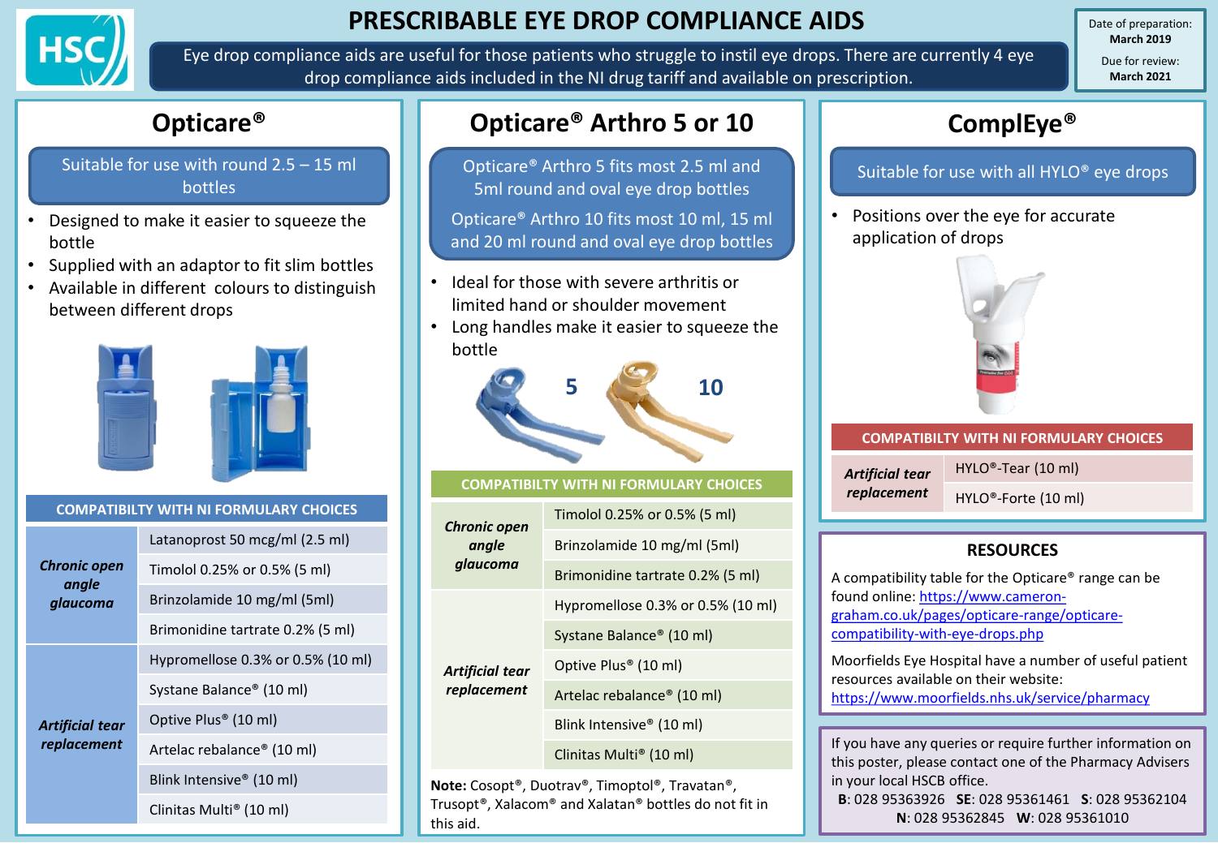# PRESCRIBABLE EYE DROP COMPLIANCE AIDS

Eye drop compliance aids are useful for those patients who struggle to instil eye drops. There are currently 4 eye drop compliance aids included in the NI drug tariff and available on prescription.

Date of preparation: **March 2019**

Due for review: **March 2021**

## Opticare®

Suitable for use with round 2.5 – 15 ml bottles

- Designed to make it easier to squeeze the bottle
- Supplied with an adaptor to fit slim bottles
- Available in different colours to distinguish between different drops

**COMPATIBILTY WITH NI FORMULARY CHOICES**

| | |
|---|---|
| ***Chronic open angle glaucoma*** | Latanoprost 50 mcg/ml (2.5 ml) |
| | Timolol 0.25% or 0.5% (5 ml) |
| | Brinzolamide 10 mg/ml (5ml) |
| | Brimonidine tartrate 0.2% (5 ml) |
| ***Artificial tear replacement*** | Hypromellose 0.3% or 0.5% (10 ml) |
| | Systane Balance® (10 ml) |
| | Optive Plus® (10 ml) |
| | Artelac rebalance® (10 ml) |
| | Blink Intensive® (10 ml) |
| | Clinitas Multi® (10 ml) |

## Opticare® Arthro 5 or 10

Opticare® Arthro 5 fits most 2.5 ml and 5ml round and oval eye drop bottles

Opticare® Arthro 10 fits most 10 ml, 15 ml and 20 ml round and oval eye drop bottles

- Ideal for those with severe arthritis or limited hand or shoulder movement
- Long handles make it easier to squeeze the bottle

5 10

**COMPATIBILTY WITH NI FORMULARY CHOICES**

| | |
|---|---|
| ***Chronic open angle glaucoma*** | Timolol 0.25% or 0.5% (5 ml) |
| | Brinzolamide 10 mg/ml (5ml) |
| | Brimonidine tartrate 0.2% (5 ml) |
| ***Artificial tear replacement*** | Hypromellose 0.3% or 0.5% (10 ml) |
| | Systane Balance® (10 ml) |
| | Optive Plus® (10 ml) |
| | Artelac rebalance® (10 ml) |
| | Blink Intensive® (10 ml) |
| | Clinitas Multi® (10 ml) |

**Note:** Cosopt®, Duotrav®, Timoptol®, Travatan®, Trusopt®, Xalacom® and Xalatan® bottles do not fit in this aid.

## ComplEye®

Suitable for use with all HYLO® eye drops

- Positions over the eye for accurate application of drops

**COMPATIBILTY WITH NI FORMULARY CHOICES**

| | |
|---|---|
| ***Artificial tear replacement*** | HYLO®-Tear (10 ml) |
| | HYLO®-Forte (10 ml) |

## RESOURCES

A compatibility table for the Opticare® range can be found online: https://www.cameron-graham.co.uk/pages/opticare-range/opticare-compatibility-with-eye-drops.php

Moorfields Eye Hospital have a number of useful patient resources available on their website: https://www.moorfields.nhs.uk/service/pharmacy

If you have any queries or require further information on this poster, please contact one of the Pharmacy Advisers in your local HSCB office.

**B**: 028 95363926 **SE**: 028 95361461 **S**: 028 95362104 **N**: 028 95362845 **W**: 028 95361010